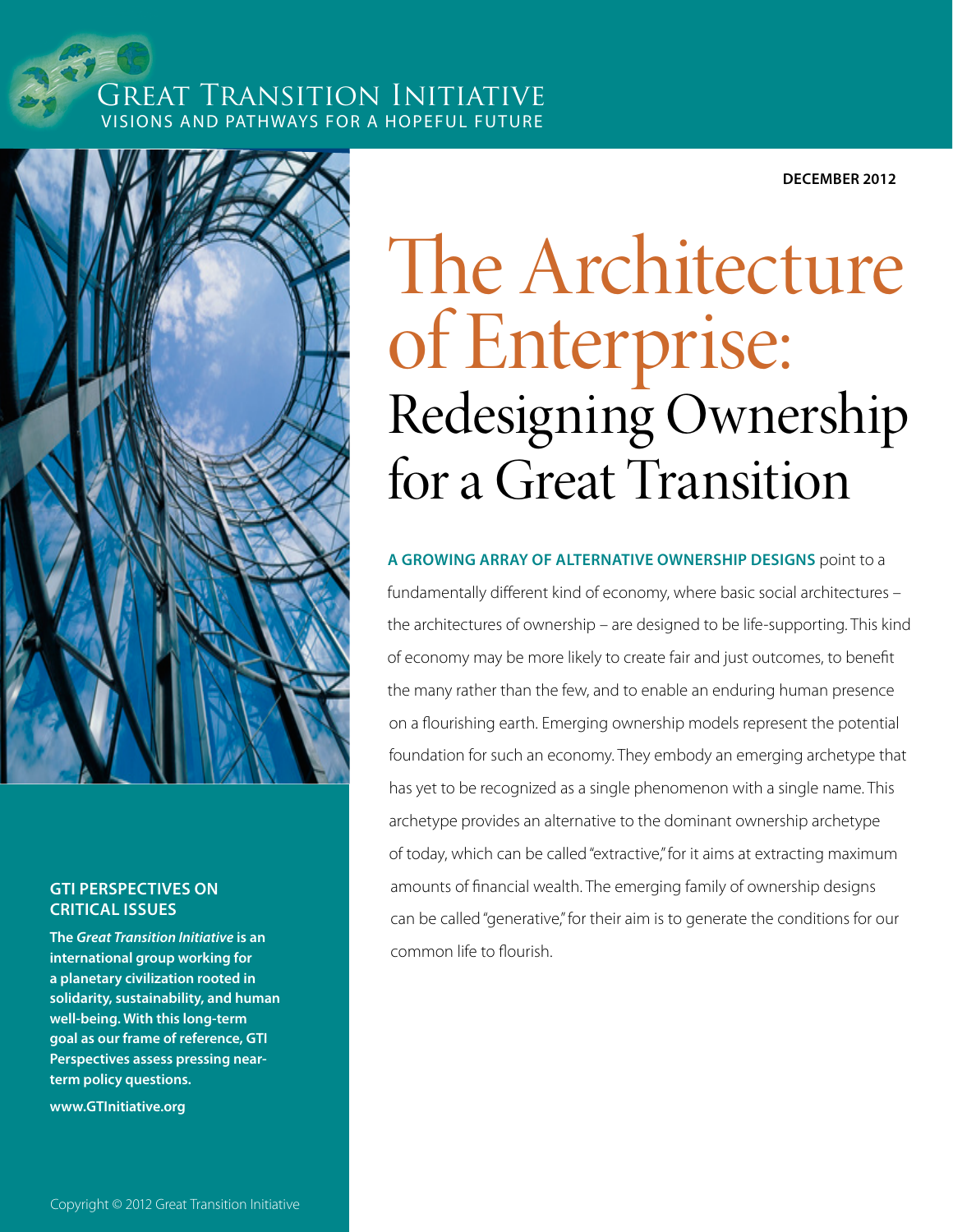# Great Transition Initiative

VISIONS AND PATHWAYS FOR A HOPEFUL FUTURE

DECEMBER 2012

# The Architecture of Enterprise: Redesigning Ownership for a Great Transition

**A GROWING ARRAY OF ALTERNATIVE OWNERSHIP DESIGNS** point to a fundamentally different kind of economy, where basic social architectures – the architectures of ownership – are designed to be life-supporting. This kind of economy may be more likely to create fair and just outcomes, to benefit the many rather than the few, and to enable an enduring human presence on a flourishing earth. Emerging ownership models represent the potential foundation for such an economy. They embody an emerging archetype that has yet to be recognized as a single phenomenon with a single name. This archetype provides an alternative to the dominant ownership archetype of today, which can be called "extractive," for it aims at extracting maximum amounts of financial wealth. The emerging family of ownership designs can be called "generative," for their aim is to generate the conditions for our common life to flourish.

**GTI PERSPECTIVES ON CRITICAL ISSUES**

**The *Great Transition Initiative* is an international group working for a planetary civilization rooted in solidarity, sustainability, and human well-being. With this long-term goal as our frame of reference, GTI Perspectives assess pressing near-term policy questions.**

**www.GTInitiative.org**

Copyright © 2012 Great Transition Initiative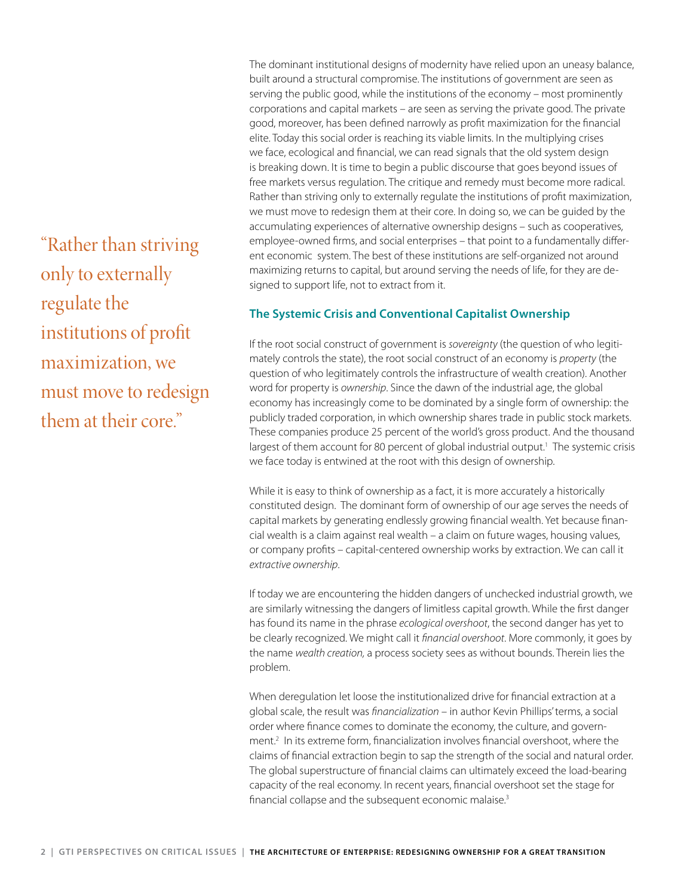The dominant institutional designs of modernity have relied upon an uneasy balance, built around a structural compromise. The institutions of government are seen as serving the public good, while the institutions of the economy – most prominently corporations and capital markets – are seen as serving the private good. The private good, moreover, has been defined narrowly as profit maximization for the financial elite. Today this social order is reaching its viable limits. In the multiplying crises we face, ecological and financial, we can read signals that the old system design is breaking down. It is time to begin a public discourse that goes beyond issues of free markets versus regulation. The critique and remedy must become more radical. Rather than striving only to externally regulate the institutions of profit maximization, we must move to redesign them at their core. In doing so, we can be guided by the accumulating experiences of alternative ownership designs – such as cooperatives, employee-owned firms, and social enterprises – that point to a fundamentally different economic system. The best of these institutions are self-organized not around maximizing returns to capital, but around serving the needs of life, for they are designed to support life, not to extract from it.

> "Rather than striving only to externally regulate the institutions of profit maximization, we must move to redesign them at their core."

## The Systemic Crisis and Conventional Capitalist Ownership

If the root social construct of government is *sovereignty* (the question of who legitimately controls the state), the root social construct of an economy is *property* (the question of who legitimately controls the infrastructure of wealth creation). Another word for property is *ownership*. Since the dawn of the industrial age, the global economy has increasingly come to be dominated by a single form of ownership: the publicly traded corporation, in which ownership shares trade in public stock markets. These companies produce 25 percent of the world's gross product. And the thousand largest of them account for 80 percent of global industrial output.[1] The systemic crisis we face today is entwined at the root with this design of ownership.

While it is easy to think of ownership as a fact, it is more accurately a historically constituted design. The dominant form of ownership of our age serves the needs of capital markets by generating endlessly growing financial wealth. Yet because financial wealth is a claim against real wealth – a claim on future wages, housing values, or company profits – capital-centered ownership works by extraction. We can call it *extractive ownership*.

If today we are encountering the hidden dangers of unchecked industrial growth, we are similarly witnessing the dangers of limitless capital growth. While the first danger has found its name in the phrase *ecological overshoot*, the second danger has yet to be clearly recognized. We might call it *financial overshoot*. More commonly, it goes by the name *wealth creation,* a process society sees as without bounds. Therein lies the problem.

When deregulation let loose the institutionalized drive for financial extraction at a global scale, the result was *financialization* – in author Kevin Phillips' terms, a social order where finance comes to dominate the economy, the culture, and government.[2] In its extreme form, financialization involves financial overshoot, where the claims of financial extraction begin to sap the strength of the social and natural order. The global superstructure of financial claims can ultimately exceed the load-bearing capacity of the real economy. In recent years, financial overshoot set the stage for financial collapse and the subsequent economic malaise.[3]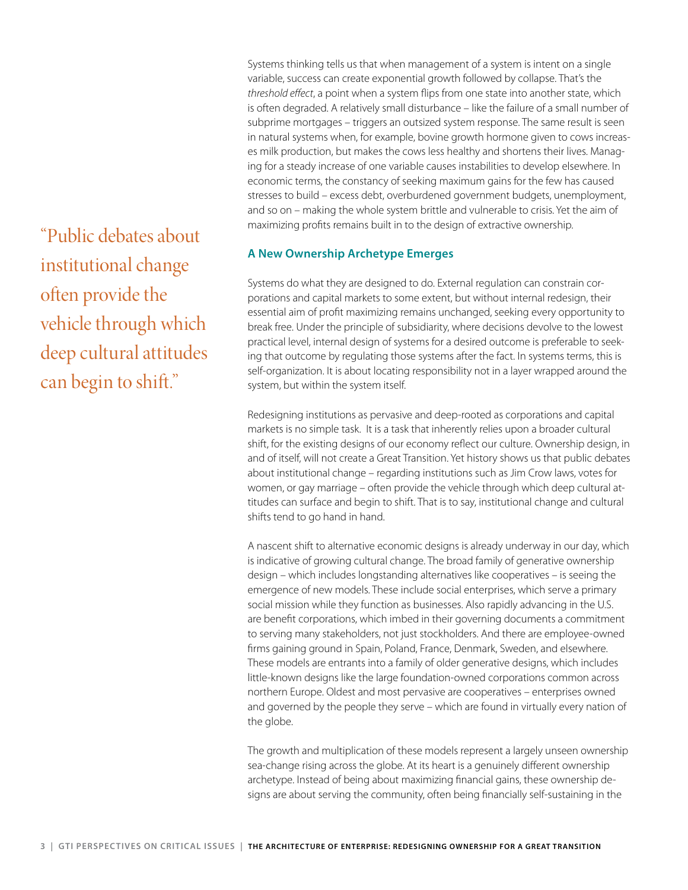Systems thinking tells us that when management of a system is intent on a single variable, success can create exponential growth followed by collapse. That's the *threshold effect*, a point when a system flips from one state into another state, which is often degraded. A relatively small disturbance – like the failure of a small number of subprime mortgages – triggers an outsized system response. The same result is seen in natural systems when, for example, bovine growth hormone given to cows increases milk production, but makes the cows less healthy and shortens their lives. Managing for a steady increase of one variable causes instabilities to develop elsewhere. In economic terms, the constancy of seeking maximum gains for the few has caused stresses to build – excess debt, overburdened government budgets, unemployment, and so on – making the whole system brittle and vulnerable to crisis. Yet the aim of maximizing profits remains built in to the design of extractive ownership.

> "Public debates about institutional change often provide the vehicle through which deep cultural attitudes can begin to shift."

## A New Ownership Archetype Emerges

Systems do what they are designed to do. External regulation can constrain corporations and capital markets to some extent, but without internal redesign, their essential aim of profit maximizing remains unchanged, seeking every opportunity to break free. Under the principle of subsidiarity, where decisions devolve to the lowest practical level, internal design of systems for a desired outcome is preferable to seeking that outcome by regulating those systems after the fact. In systems terms, this is self-organization. It is about locating responsibility not in a layer wrapped around the system, but within the system itself.

Redesigning institutions as pervasive and deep-rooted as corporations and capital markets is no simple task. It is a task that inherently relies upon a broader cultural shift, for the existing designs of our economy reflect our culture. Ownership design, in and of itself, will not create a Great Transition. Yet history shows us that public debates about institutional change – regarding institutions such as Jim Crow laws, votes for women, or gay marriage – often provide the vehicle through which deep cultural attitudes can surface and begin to shift. That is to say, institutional change and cultural shifts tend to go hand in hand.

A nascent shift to alternative economic designs is already underway in our day, which is indicative of growing cultural change. The broad family of generative ownership design – which includes longstanding alternatives like cooperatives – is seeing the emergence of new models. These include social enterprises, which serve a primary social mission while they function as businesses. Also rapidly advancing in the U.S. are benefit corporations, which imbed in their governing documents a commitment to serving many stakeholders, not just stockholders. And there are employee-owned firms gaining ground in Spain, Poland, France, Denmark, Sweden, and elsewhere. These models are entrants into a family of older generative designs, which includes little-known designs like the large foundation-owned corporations common across northern Europe. Oldest and most pervasive are cooperatives – enterprises owned and governed by the people they serve – which are found in virtually every nation of the globe.

The growth and multiplication of these models represent a largely unseen ownership sea-change rising across the globe. At its heart is a genuinely different ownership archetype. Instead of being about maximizing financial gains, these ownership designs are about serving the community, often being financially self-sustaining in the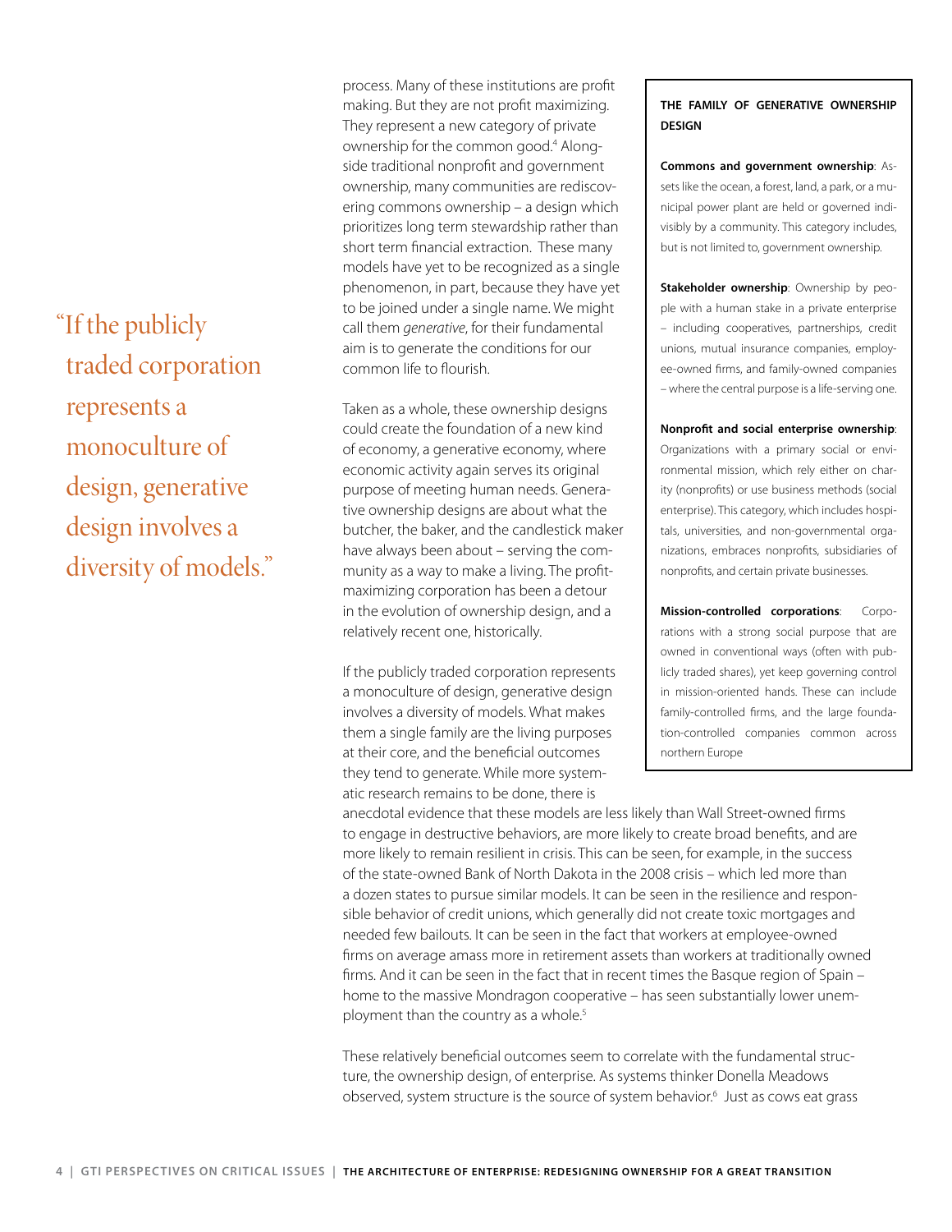process. Many of these institutions are profit making. But they are not profit maximizing. They represent a new category of private ownership for the common good.[4] Alongside traditional nonprofit and government ownership, many communities are rediscovering commons ownership – a design which prioritizes long term stewardship rather than short term financial extraction. These many models have yet to be recognized as a single phenomenon, in part, because they have yet to be joined under a single name. We might call them *generative*, for their fundamental aim is to generate the conditions for our common life to flourish.

Taken as a whole, these ownership designs could create the foundation of a new kind of economy, a generative economy, where economic activity again serves its original purpose of meeting human needs. Generative ownership designs are about what the butcher, the baker, and the candlestick maker have always been about – serving the community as a way to make a living. The profit-maximizing corporation has been a detour in the evolution of ownership design, and a relatively recent one, historically.

> "If the publicly traded corporation represents a monoculture of design, generative design involves a diversity of models."

If the publicly traded corporation represents a monoculture of design, generative design involves a diversity of models. What makes them a single family are the living purposes at their core, and the beneficial outcomes they tend to generate. While more systematic research remains to be done, there is anecdotal evidence that these models are less likely than Wall Street-owned firms to engage in destructive behaviors, are more likely to create broad benefits, and are more likely to remain resilient in crisis. This can be seen, for example, in the success of the state-owned Bank of North Dakota in the 2008 crisis – which led more than a dozen states to pursue similar models. It can be seen in the resilience and responsible behavior of credit unions, which generally did not create toxic mortgages and needed few bailouts. It can be seen in the fact that workers at employee-owned firms on average amass more in retirement assets than workers at traditionally owned firms. And it can be seen in the fact that in recent times the Basque region of Spain – home to the massive Mondragon cooperative – has seen substantially lower unemployment than the country as a whole.[5]

These relatively beneficial outcomes seem to correlate with the fundamental structure, the ownership design, of enterprise. As systems thinker Donella Meadows observed, system structure is the source of system behavior.[6] Just as cows eat grass

---

**THE FAMILY OF GENERATIVE OWNERSHIP DESIGN**

**Commons and government ownership**: Assets like the ocean, a forest, land, a park, or a municipal power plant are held or governed indivisibly by a community. This category includes, but is not limited to, government ownership.

**Stakeholder ownership**: Ownership by people with a human stake in a private enterprise – including cooperatives, partnerships, credit unions, mutual insurance companies, employee-owned firms, and family-owned companies – where the central purpose is a life-serving one.

**Nonprofit and social enterprise ownership**: Organizations with a primary social or environmental mission, which rely either on charity (nonprofits) or use business methods (social enterprise). This category, which includes hospitals, universities, and non-governmental organizations, embraces nonprofits, subsidiaries of nonprofits, and certain private businesses.

**Mission-controlled corporations**: Corporations with a strong social purpose that are owned in conventional ways (often with publicly traded shares), yet keep governing control in mission-oriented hands. These can include family-controlled firms, and the large foundation-controlled companies common across northern Europe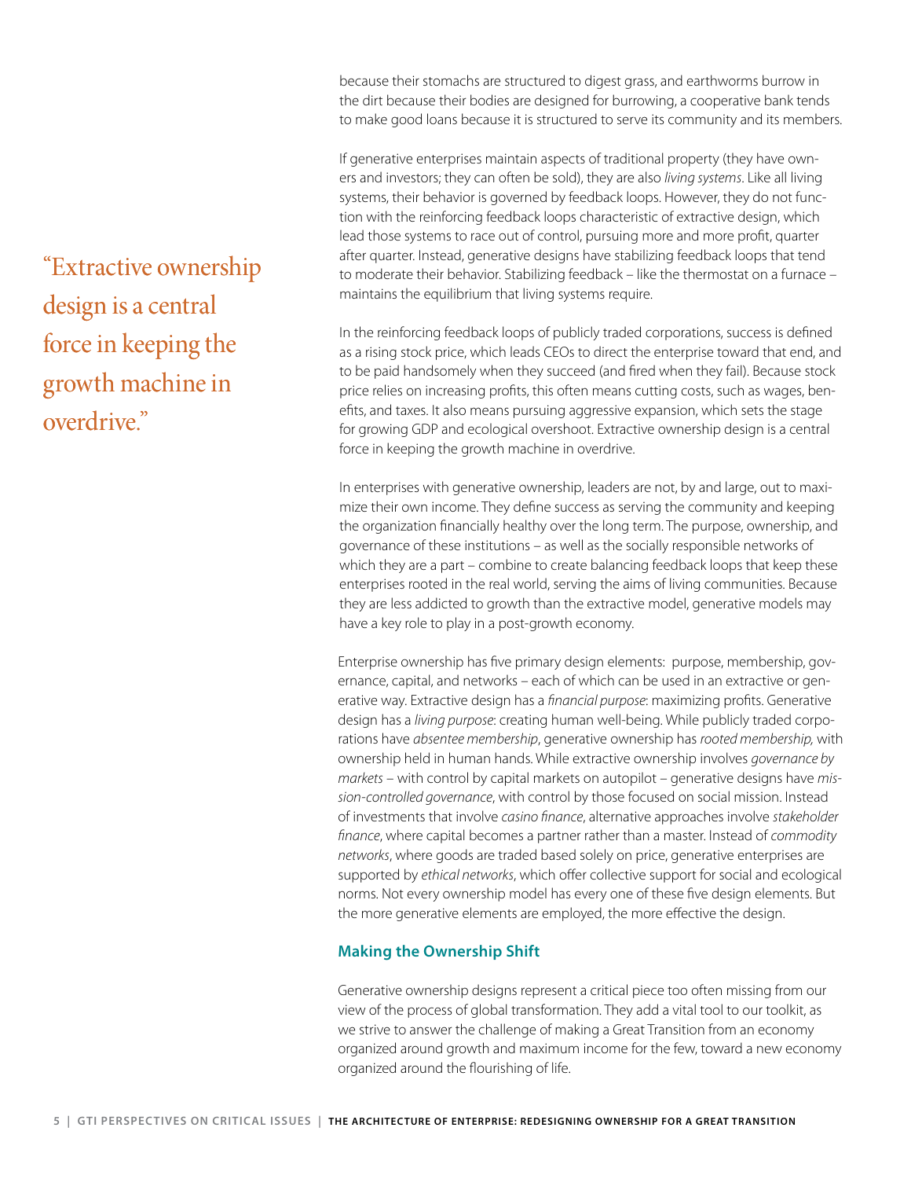because their stomachs are structured to digest grass, and earthworms burrow in the dirt because their bodies are designed for burrowing, a cooperative bank tends to make good loans because it is structured to serve its community and its members.

If generative enterprises maintain aspects of traditional property (they have owners and investors; they can often be sold), they are also *living systems*. Like all living systems, their behavior is governed by feedback loops. However, they do not function with the reinforcing feedback loops characteristic of extractive design, which lead those systems to race out of control, pursuing more and more profit, quarter after quarter. Instead, generative designs have stabilizing feedback loops that tend to moderate their behavior. Stabilizing feedback – like the thermostat on a furnace – maintains the equilibrium that living systems require.

> "Extractive ownership design is a central force in keeping the growth machine in overdrive."

In the reinforcing feedback loops of publicly traded corporations, success is defined as a rising stock price, which leads CEOs to direct the enterprise toward that end, and to be paid handsomely when they succeed (and fired when they fail). Because stock price relies on increasing profits, this often means cutting costs, such as wages, benefits, and taxes. It also means pursuing aggressive expansion, which sets the stage for growing GDP and ecological overshoot. Extractive ownership design is a central force in keeping the growth machine in overdrive.

In enterprises with generative ownership, leaders are not, by and large, out to maximize their own income. They define success as serving the community and keeping the organization financially healthy over the long term. The purpose, ownership, and governance of these institutions – as well as the socially responsible networks of which they are a part – combine to create balancing feedback loops that keep these enterprises rooted in the real world, serving the aims of living communities. Because they are less addicted to growth than the extractive model, generative models may have a key role to play in a post-growth economy.

Enterprise ownership has five primary design elements: purpose, membership, governance, capital, and networks – each of which can be used in an extractive or generative way. Extractive design has a *financial purpose*: maximizing profits. Generative design has a *living purpose*: creating human well-being. While publicly traded corporations have *absentee membership*, generative ownership has *rooted membership,* with ownership held in human hands. While extractive ownership involves *governance by markets* – with control by capital markets on autopilot – generative designs have *mission-controlled governance*, with control by those focused on social mission. Instead of investments that involve *casino finance*, alternative approaches involve *stakeholder finance*, where capital becomes a partner rather than a master. Instead of *commodity networks*, where goods are traded based solely on price, generative enterprises are supported by *ethical networks*, which offer collective support for social and ecological norms. Not every ownership model has every one of these five design elements. But the more generative elements are employed, the more effective the design.

### Making the Ownership Shift

Generative ownership designs represent a critical piece too often missing from our view of the process of global transformation. They add a vital tool to our toolkit, as we strive to answer the challenge of making a Great Transition from an economy organized around growth and maximum income for the few, toward a new economy organized around the flourishing of life.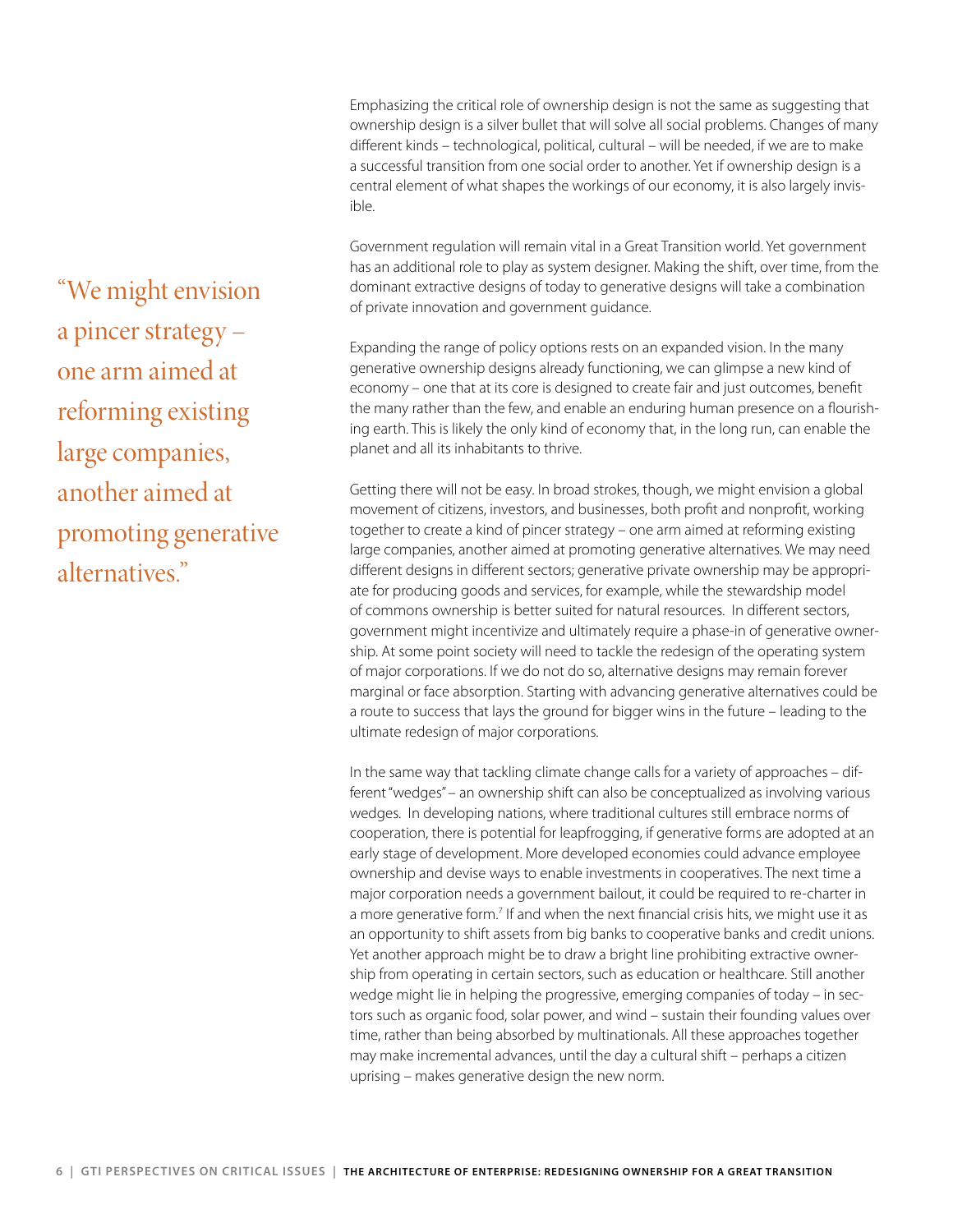Emphasizing the critical role of ownership design is not the same as suggesting that ownership design is a silver bullet that will solve all social problems. Changes of many different kinds – technological, political, cultural – will be needed, if we are to make a successful transition from one social order to another. Yet if ownership design is a central element of what shapes the workings of our economy, it is also largely invisible.

Government regulation will remain vital in a Great Transition world. Yet government has an additional role to play as system designer. Making the shift, over time, from the dominant extractive designs of today to generative designs will take a combination of private innovation and government guidance.

> "We might envision a pincer strategy – one arm aimed at reforming existing large companies, another aimed at promoting generative alternatives."

Expanding the range of policy options rests on an expanded vision. In the many generative ownership designs already functioning, we can glimpse a new kind of economy – one that at its core is designed to create fair and just outcomes, benefit the many rather than the few, and enable an enduring human presence on a flourishing earth. This is likely the only kind of economy that, in the long run, can enable the planet and all its inhabitants to thrive.

Getting there will not be easy. In broad strokes, though, we might envision a global movement of citizens, investors, and businesses, both profit and nonprofit, working together to create a kind of pincer strategy – one arm aimed at reforming existing large companies, another aimed at promoting generative alternatives. We may need different designs in different sectors; generative private ownership may be appropriate for producing goods and services, for example, while the stewardship model of commons ownership is better suited for natural resources. In different sectors, government might incentivize and ultimately require a phase-in of generative ownership. At some point society will need to tackle the redesign of the operating system of major corporations. If we do not do so, alternative designs may remain forever marginal or face absorption. Starting with advancing generative alternatives could be a route to success that lays the ground for bigger wins in the future – leading to the ultimate redesign of major corporations.

In the same way that tackling climate change calls for a variety of approaches – different "wedges" – an ownership shift can also be conceptualized as involving various wedges. In developing nations, where traditional cultures still embrace norms of cooperation, there is potential for leapfrogging, if generative forms are adopted at an early stage of development. More developed economies could advance employee ownership and devise ways to enable investments in cooperatives. The next time a major corporation needs a government bailout, it could be required to re-charter in a more generative form.[7] If and when the next financial crisis hits, we might use it as an opportunity to shift assets from big banks to cooperative banks and credit unions. Yet another approach might be to draw a bright line prohibiting extractive ownership from operating in certain sectors, such as education or healthcare. Still another wedge might lie in helping the progressive, emerging companies of today – in sectors such as organic food, solar power, and wind – sustain their founding values over time, rather than being absorbed by multinationals. All these approaches together may make incremental advances, until the day a cultural shift – perhaps a citizen uprising – makes generative design the new norm.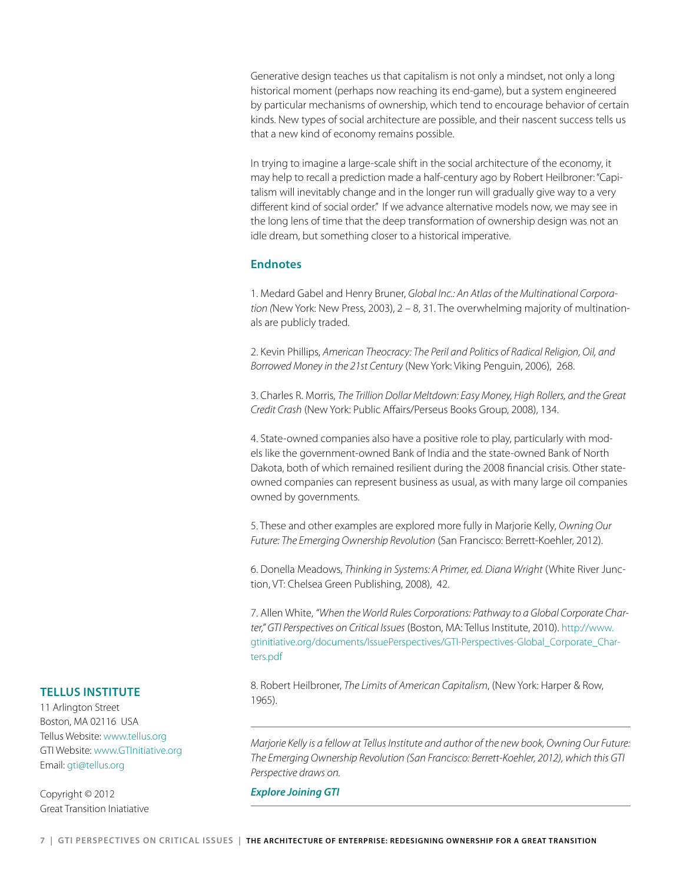Generative design teaches us that capitalism is not only a mindset, not only a long historical moment (perhaps now reaching its end-game), but a system engineered by particular mechanisms of ownership, which tend to encourage behavior of certain kinds. New types of social architecture are possible, and their nascent success tells us that a new kind of economy remains possible.

In trying to imagine a large-scale shift in the social architecture of the economy, it may help to recall a prediction made a half-century ago by Robert Heilbroner: "Capitalism will inevitably change and in the longer run will gradually give way to a very different kind of social order." If we advance alternative models now, we may see in the long lens of time that the deep transformation of ownership design was not an idle dream, but something closer to a historical imperative.

## Endnotes

1. Medard Gabel and Henry Bruner, *Global Inc.: An Atlas of the Multinational Corporation (*New York: New Press, 2003), 2 – 8, 31. The overwhelming majority of multinationals are publicly traded.

2. Kevin Phillips, *American Theocracy: The Peril and Politics of Radical Religion, Oil, and Borrowed Money in the 21st Century* (New York: Viking Penguin, 2006), 268.

3. Charles R. Morris, *The Trillion Dollar Meltdown: Easy Money, High Rollers, and the Great Credit Crash* (New York: Public Affairs/Perseus Books Group, 2008), 134.

4. State-owned companies also have a positive role to play, particularly with models like the government-owned Bank of India and the state-owned Bank of North Dakota, both of which remained resilient during the 2008 financial crisis. Other state-owned companies can represent business as usual, as with many large oil companies owned by governments.

5. These and other examples are explored more fully in Marjorie Kelly, *Owning Our Future: The Emerging Ownership Revolution* (San Francisco: Berrett-Koehler, 2012).

6. Donella Meadows, *Thinking in Systems: A Primer, ed. Diana Wright* (White River Junction, VT: Chelsea Green Publishing, 2008), 42.

7. Allen White, *"When the World Rules Corporations: Pathway to a Global Corporate Charter," GTI Perspectives on Critical Issues* (Boston, MA: Tellus Institute, 2010). http://www.gtinitiative.org/documents/IssuePerspectives/GTI-Perspectives-Global_Corporate_Charters.pdf

8. Robert Heilbroner, *The Limits of American Capitalism*, (New York: Harper & Row, 1965).

---

*Marjorie Kelly is a fellow at Tellus Institute and author of the new book, Owning Our Future: The Emerging Ownership Revolution (San Francisco: Berrett-Koehler, 2012), which this GTI Perspective draws on.*

***Explore Joining GTI***

---

**TELLUS INSTITUTE**
11 Arlington Street
Boston, MA 02116 USA
Tellus Website: www.tellus.org
GTI Website: www.GTInitiative.org
Email: gti@tellus.org

Copyright © 2012
Great Transition Iniatiative